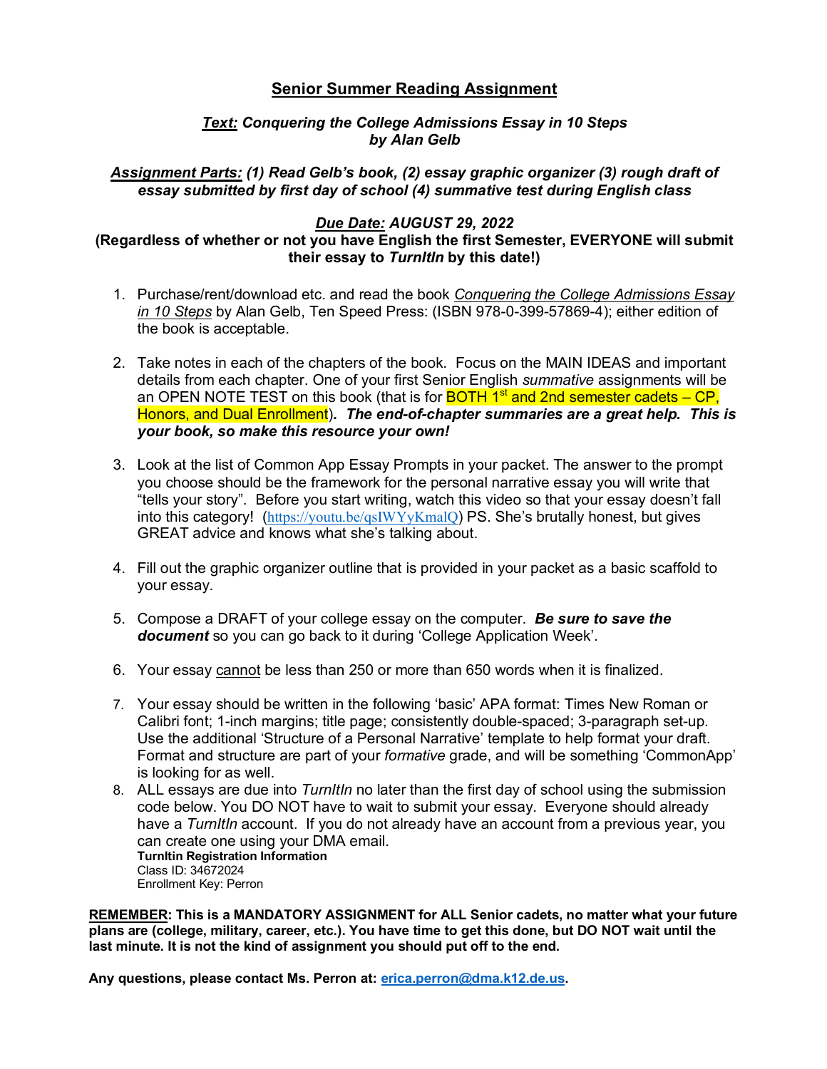# Senior Summer Reading Assignment

***Text:* Conquering the College Admissions Essay in 10 Steps by Alan Gelb**

***Assignment Parts:* (1) Read Gelb's book, (2) essay graphic organizer (3) rough draft of essay submitted by first day of school (4) summative test during English class**

***Due Date:* AUGUST 29, 2022**

**(Regardless of whether or not you have English the first Semester, EVERYONE will submit their essay to *TurnItIn* by this date!)**

1. Purchase/rent/download etc. and read the book Conquering the College Admissions Essay in 10 Steps by Alan Gelb, Ten Speed Press: (ISBN 978-0-399-57869-4); either edition of the book is acceptable.

2. Take notes in each of the chapters of the book. Focus on the MAIN IDEAS and important details from each chapter. One of your first Senior English *summative* assignments will be an OPEN NOTE TEST on this book (that is for BOTH 1st and 2nd semester cadets – CP, Honors, and Dual Enrollment)***. The end-of-chapter summaries are a great help. This is your book, so make this resource your own!***

3. Look at the list of Common App Essay Prompts in your packet. The answer to the prompt you choose should be the framework for the personal narrative essay you will write that "tells your story". Before you start writing, watch this video so that your essay doesn't fall into this category! (https://youtu.be/qsIWYyKmalQ) PS. She's brutally honest, but gives GREAT advice and knows what she's talking about.

4. Fill out the graphic organizer outline that is provided in your packet as a basic scaffold to your essay.

5. Compose a DRAFT of your college essay on the computer. ***Be sure to save the document*** so you can go back to it during 'College Application Week'.

6. Your essay cannot be less than 250 or more than 650 words when it is finalized.

7. Your essay should be written in the following 'basic' APA format: Times New Roman or Calibri font; 1-inch margins; title page; consistently double-spaced; 3-paragraph set-up. Use the additional 'Structure of a Personal Narrative' template to help format your draft. Format and structure are part of your *formative* grade, and will be something 'CommonApp' is looking for as well.

8. ALL essays are due into *TurnItIn* no later than the first day of school using the submission code below. You DO NOT have to wait to submit your essay. Everyone should already have a *TurnItIn* account. If you do not already have an account from a previous year, you can create one using your DMA email.
   **TurnItIn Registration Information**
   Class ID: 34672024
   Enrollment Key: Perron

**REMEMBER: This is a MANDATORY ASSIGNMENT for ALL Senior cadets, no matter what your future plans are (college, military, career, etc.). You have time to get this done, but DO NOT wait until the last minute. It is not the kind of assignment you should put off to the end.**

**Any questions, please contact Ms. Perron at: erica.perron@dma.k12.de.us.**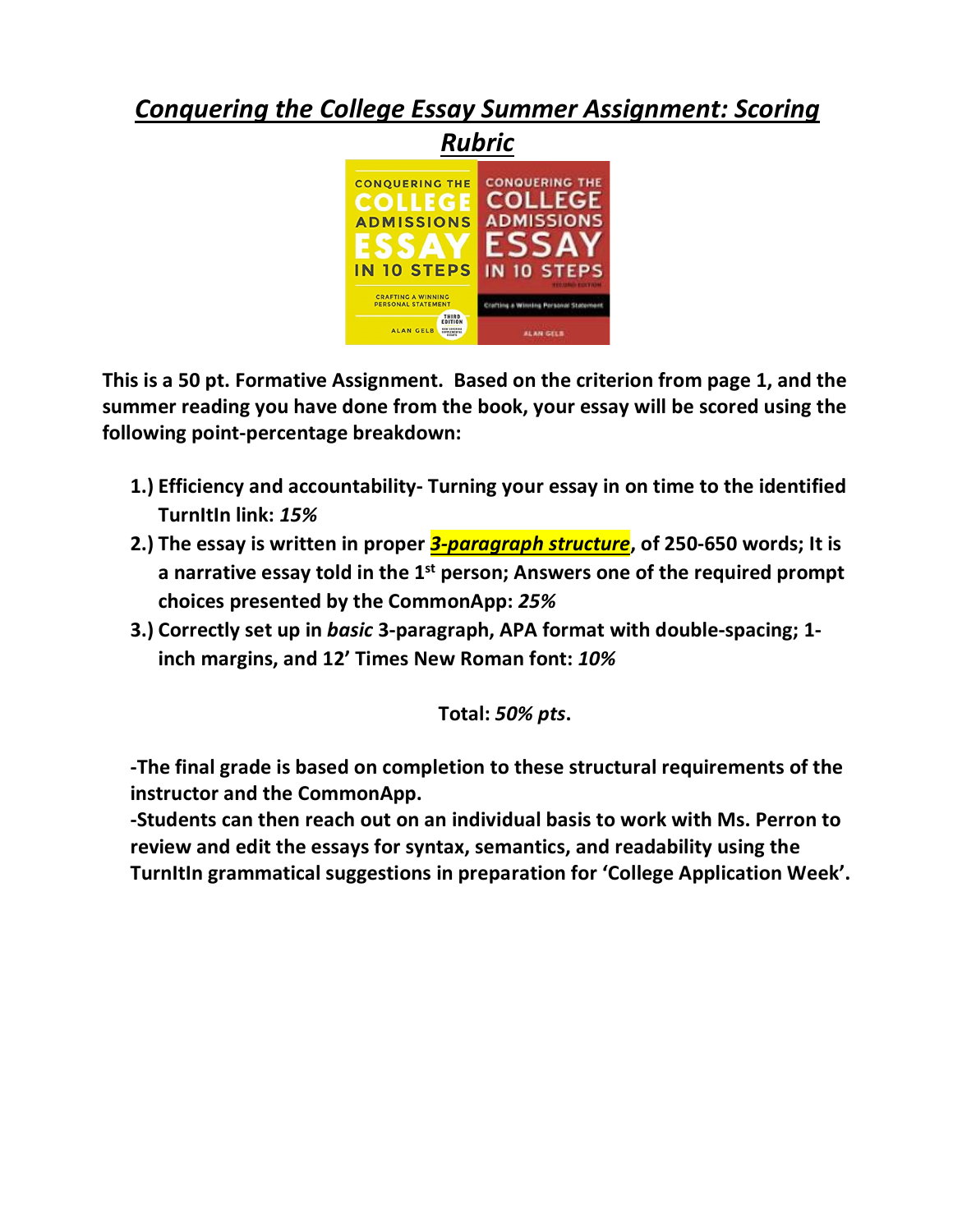# ***Conquering the College Essay Summer Assignment: Scoring Rubric***

**This is a 50 pt. Formative Assignment. Based on the criterion from page 1, and the summer reading you have done from the book, your essay will be scored using the following point-percentage breakdown:**

1. **Efficiency and accountability- Turning your essay in on time to the identified TurnItIn link: *15%***
2. **The essay is written in proper *3-paragraph structure*, of 250-650 words; It is a narrative essay told in the 1st person; Answers one of the required prompt choices presented by the CommonApp: *25%***
3. **Correctly set up in *basic* 3-paragraph, APA format with double-spacing; 1-inch margins, and 12' Times New Roman font: *10%***

**Total: *50% pts*.**

**-The final grade is based on completion to these structural requirements of the instructor and the CommonApp.**

**-Students can then reach out on an individual basis to work with Ms. Perron to review and edit the essays for syntax, semantics, and readability using the TurnItIn grammatical suggestions in preparation for 'College Application Week'.**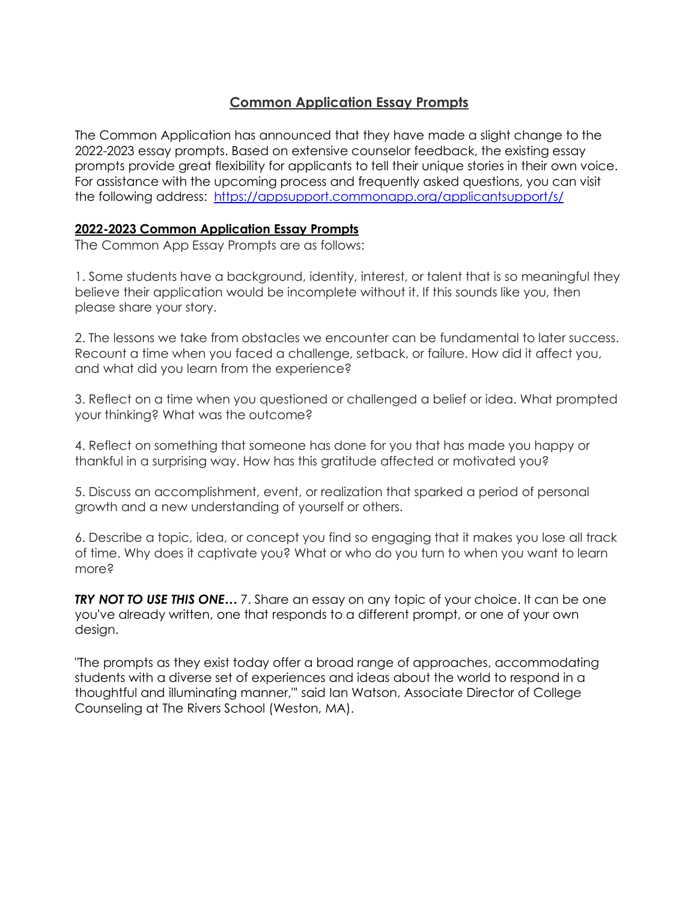# Common Application Essay Prompts

The Common Application has announced that they have made a slight change to the 2022-2023 essay prompts. Based on extensive counselor feedback, the existing essay prompts provide great flexibility for applicants to tell their unique stories in their own voice. For assistance with the upcoming process and frequently asked questions, you can visit the following address: [https://appsupport.commonapp.org/applicantsupport/s/](https://appsupport.commonapp.org/applicantsupport/s/)

## 2022-2023 Common Application Essay Prompts

The Common App Essay Prompts are as follows:

1. Some students have a background, identity, interest, or talent that is so meaningful they believe their application would be incomplete without it. If this sounds like you, then please share your story.

2. The lessons we take from obstacles we encounter can be fundamental to later success. Recount a time when you faced a challenge, setback, or failure. How did it affect you, and what did you learn from the experience?

3. Reflect on a time when you questioned or challenged a belief or idea. What prompted your thinking? What was the outcome?

4. Reflect on something that someone has done for you that has made you happy or thankful in a surprising way. How has this gratitude affected or motivated you?

5. Discuss an accomplishment, event, or realization that sparked a period of personal growth and a new understanding of yourself or others.

6. Describe a topic, idea, or concept you find so engaging that it makes you lose all track of time. Why does it captivate you? What or who do you turn to when you want to learn more?

***TRY NOT TO USE THIS ONE…*** 7. Share an essay on any topic of your choice. It can be one you've already written, one that responds to a different prompt, or one of your own design.

"The prompts as they exist today offer a broad range of approaches, accommodating students with a diverse set of experiences and ideas about the world to respond in a thoughtful and illuminating manner,'" said Ian Watson, Associate Director of College Counseling at The Rivers School (Weston, MA).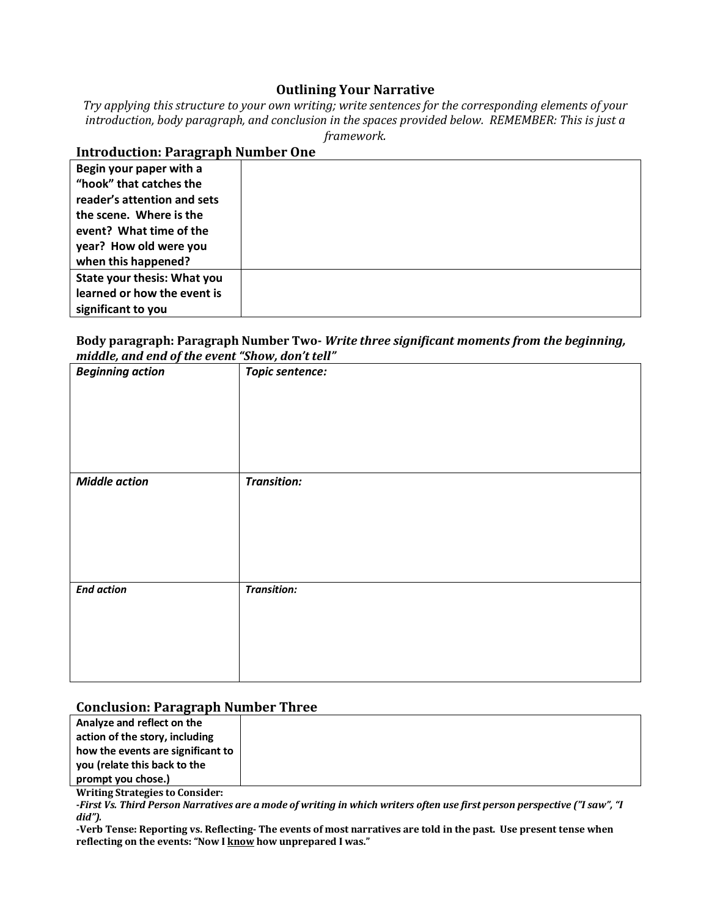## Outlining Your Narrative

*Try applying this structure to your own writing; write sentences for the corresponding elements of your introduction, body paragraph, and conclusion in the spaces provided below. REMEMBER: This is just a framework.*

### Introduction: Paragraph Number One

| | |
|---|---|
| **Begin your paper with a "hook" that catches the reader's attention and sets the scene. Where is the event? What time of the year? How old were you when this happened?** | |
| **State your thesis: What you learned or how the event is significant to you** | |

### Body paragraph: Paragraph Number Two- *Write three significant moments from the beginning, middle, and end of the event "Show, don't tell"*

| | |
|---|---|
| ***Beginning action*** | ***Topic sentence:*** |
| ***Middle action*** | ***Transition:*** |
| ***End action*** | ***Transition:*** |

### Conclusion: Paragraph Number Three

| | |
|---|---|
| **Analyze and reflect on the action of the story, including how the events are significant to you (relate this back to the prompt you chose.)** | |

**Writing Strategies to Consider:**

***-First Vs. Third Person Narratives are a mode of writing in which writers often use first person perspective ("I saw", "I did").***

**-Verb Tense: Reporting vs. Reflecting- The events of most narratives are told in the past. Use present tense when reflecting on the events: "Now I <u>know</u> how unprepared I was."**